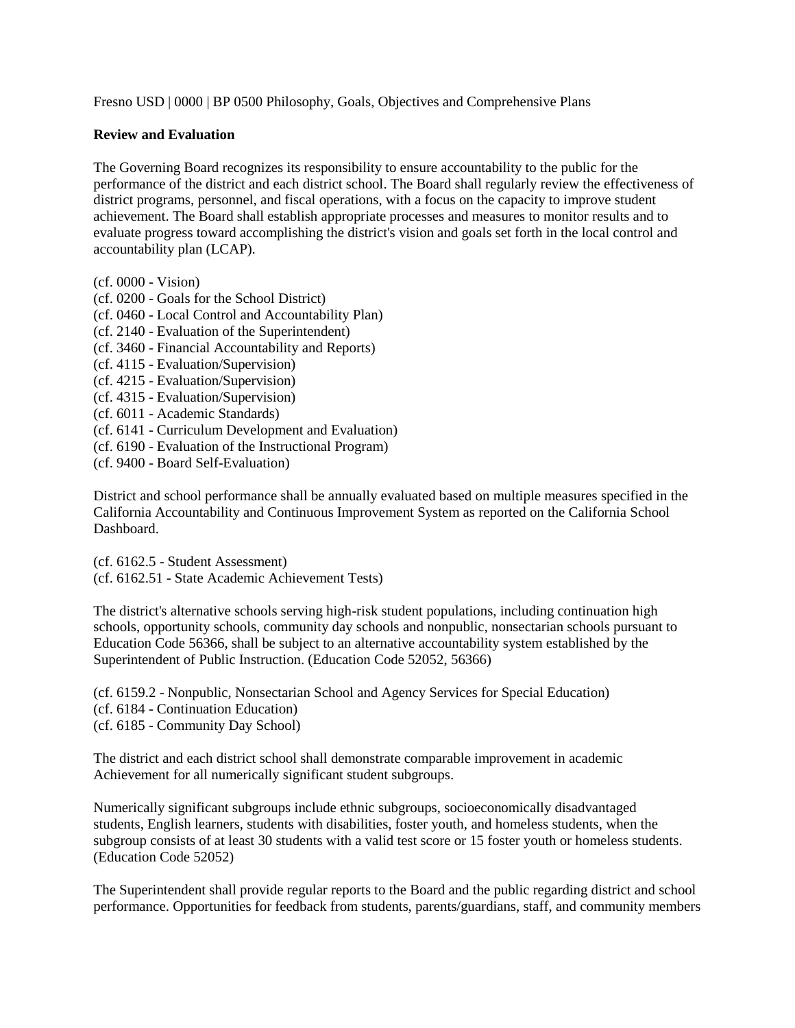Fresno USD | 0000 | BP 0500 Philosophy, Goals, Objectives and Comprehensive Plans

**Review and Evaluation**

The Governing Board recognizes its responsibility to ensure accountability to the public for the performance of the district and each district school. The Board shall regularly review the effectiveness of district programs, personnel, and fiscal operations, with a focus on the capacity to improve student achievement. The Board shall establish appropriate processes and measures to monitor results and to evaluate progress toward accomplishing the district's vision and goals set forth in the local control and accountability plan (LCAP).

(cf. 0000 - Vision)
(cf. 0200 - Goals for the School District)
(cf. 0460 - Local Control and Accountability Plan)
(cf. 2140 - Evaluation of the Superintendent)
(cf. 3460 - Financial Accountability and Reports)
(cf. 4115 - Evaluation/Supervision)
(cf. 4215 - Evaluation/Supervision)
(cf. 4315 - Evaluation/Supervision)
(cf. 6011 - Academic Standards)
(cf. 6141 - Curriculum Development and Evaluation)
(cf. 6190 - Evaluation of the Instructional Program)
(cf. 9400 - Board Self-Evaluation)

District and school performance shall be annually evaluated based on multiple measures specified in the California Accountability and Continuous Improvement System as reported on the California School Dashboard.

(cf. 6162.5 - Student Assessment)
(cf. 6162.51 - State Academic Achievement Tests)

The district's alternative schools serving high-risk student populations, including continuation high schools, opportunity schools, community day schools and nonpublic, nonsectarian schools pursuant to Education Code 56366, shall be subject to an alternative accountability system established by the Superintendent of Public Instruction. (Education Code 52052, 56366)

(cf. 6159.2 - Nonpublic, Nonsectarian School and Agency Services for Special Education)
(cf. 6184 - Continuation Education)
(cf. 6185 - Community Day School)

The district and each district school shall demonstrate comparable improvement in academic Achievement for all numerically significant student subgroups.

Numerically significant subgroups include ethnic subgroups, socioeconomically disadvantaged students, English learners, students with disabilities, foster youth, and homeless students, when the subgroup consists of at least 30 students with a valid test score or 15 foster youth or homeless students. (Education Code 52052)

The Superintendent shall provide regular reports to the Board and the public regarding district and school performance. Opportunities for feedback from students, parents/guardians, staff, and community members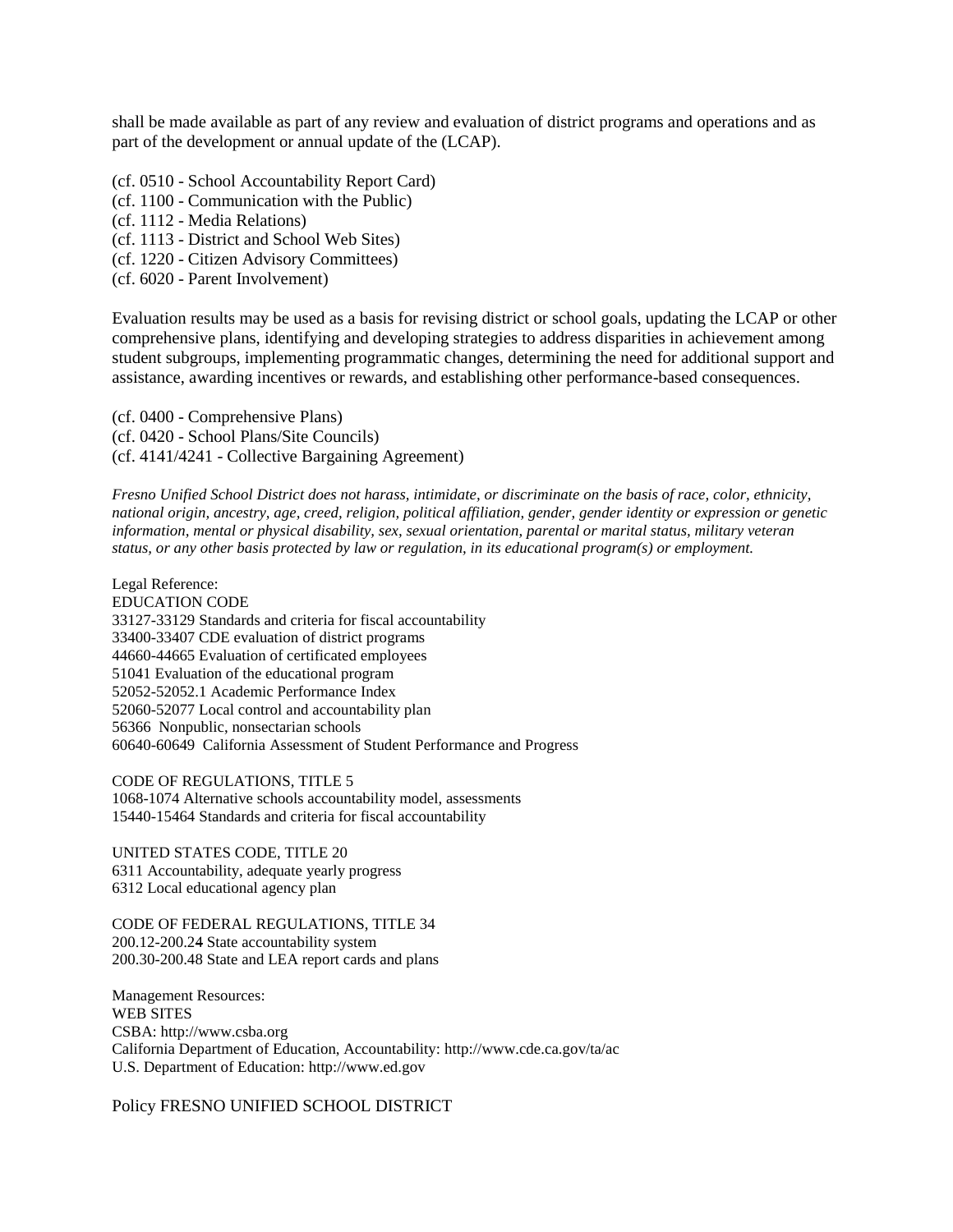shall be made available as part of any review and evaluation of district programs and operations and as part of the development or annual update of the (LCAP).

(cf. 0510 - School Accountability Report Card)
(cf. 1100 - Communication with the Public)
(cf. 1112 - Media Relations)
(cf. 1113 - District and School Web Sites)
(cf. 1220 - Citizen Advisory Committees)
(cf. 6020 - Parent Involvement)

Evaluation results may be used as a basis for revising district or school goals, updating the LCAP or other comprehensive plans, identifying and developing strategies to address disparities in achievement among student subgroups, implementing programmatic changes, determining the need for additional support and assistance, awarding incentives or rewards, and establishing other performance-based consequences.

(cf. 0400 - Comprehensive Plans)
(cf. 0420 - School Plans/Site Councils)
(cf. 4141/4241 - Collective Bargaining Agreement)

*Fresno Unified School District does not harass, intimidate, or discriminate on the basis of race, color, ethnicity, national origin, ancestry, age, creed, religion, political affiliation, gender, gender identity or expression or genetic information, mental or physical disability, sex, sexual orientation, parental or marital status, military veteran status, or any other basis protected by law or regulation, in its educational program(s) or employment.*

Legal Reference:
EDUCATION CODE
33127-33129 Standards and criteria for fiscal accountability
33400-33407 CDE evaluation of district programs
44660-44665 Evaluation of certificated employees
51041 Evaluation of the educational program
52052-52052.1 Academic Performance Index
52060-52077 Local control and accountability plan
56366 Nonpublic, nonsectarian schools
60640-60649 California Assessment of Student Performance and Progress

CODE OF REGULATIONS, TITLE 5
1068-1074 Alternative schools accountability model, assessments
15440-15464 Standards and criteria for fiscal accountability

UNITED STATES CODE, TITLE 20
6311 Accountability, adequate yearly progress
6312 Local educational agency plan

CODE OF FEDERAL REGULATIONS, TITLE 34
200.12-200.24 State accountability system
200.30-200.48 State and LEA report cards and plans

Management Resources:
WEB SITES
CSBA: http://www.csba.org
California Department of Education, Accountability: http://www.cde.ca.gov/ta/ac
U.S. Department of Education: http://www.ed.gov

Policy FRESNO UNIFIED SCHOOL DISTRICT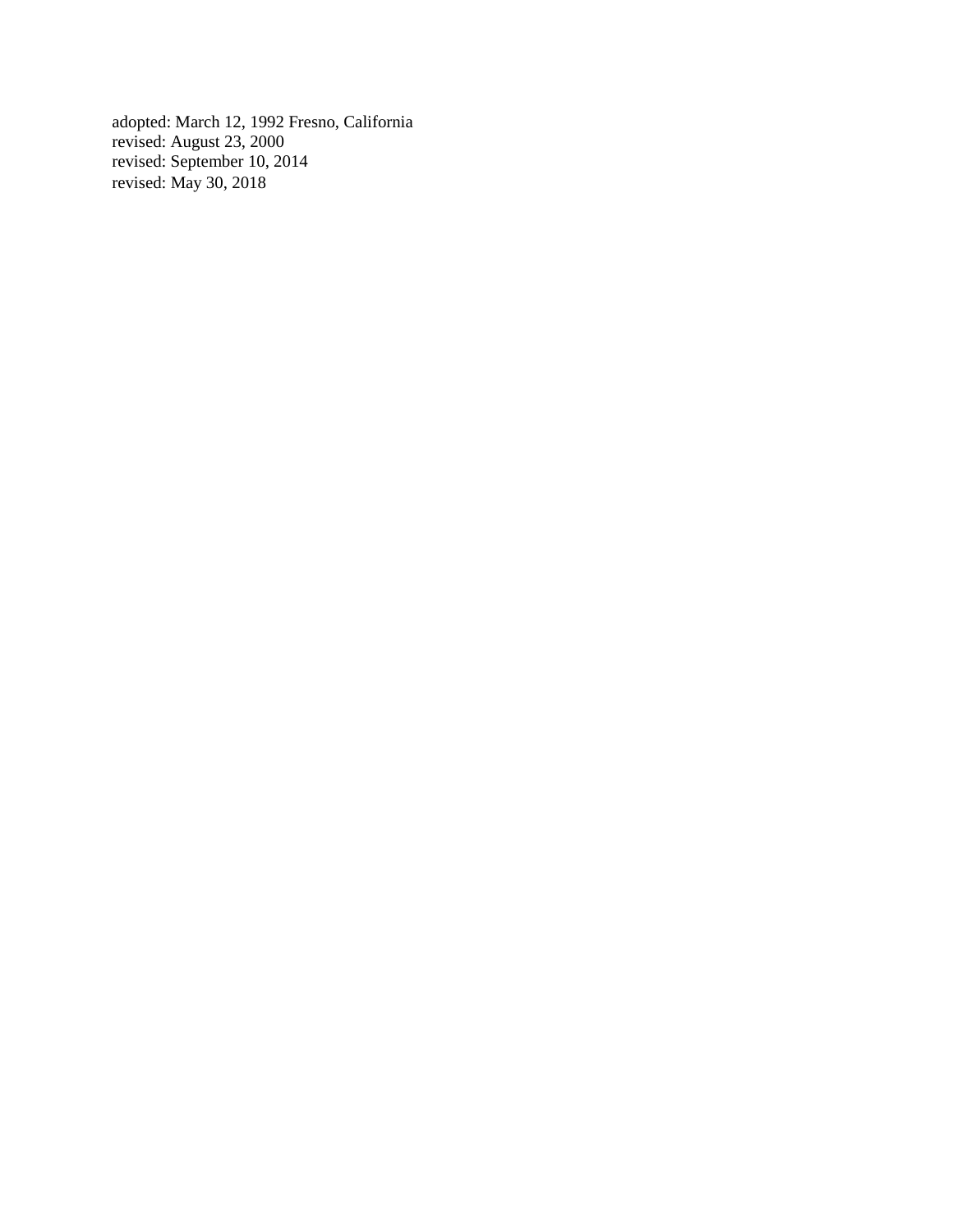adopted: March 12, 1992 Fresno, California
revised: August 23, 2000
revised: September 10, 2014
revised: May 30, 2018